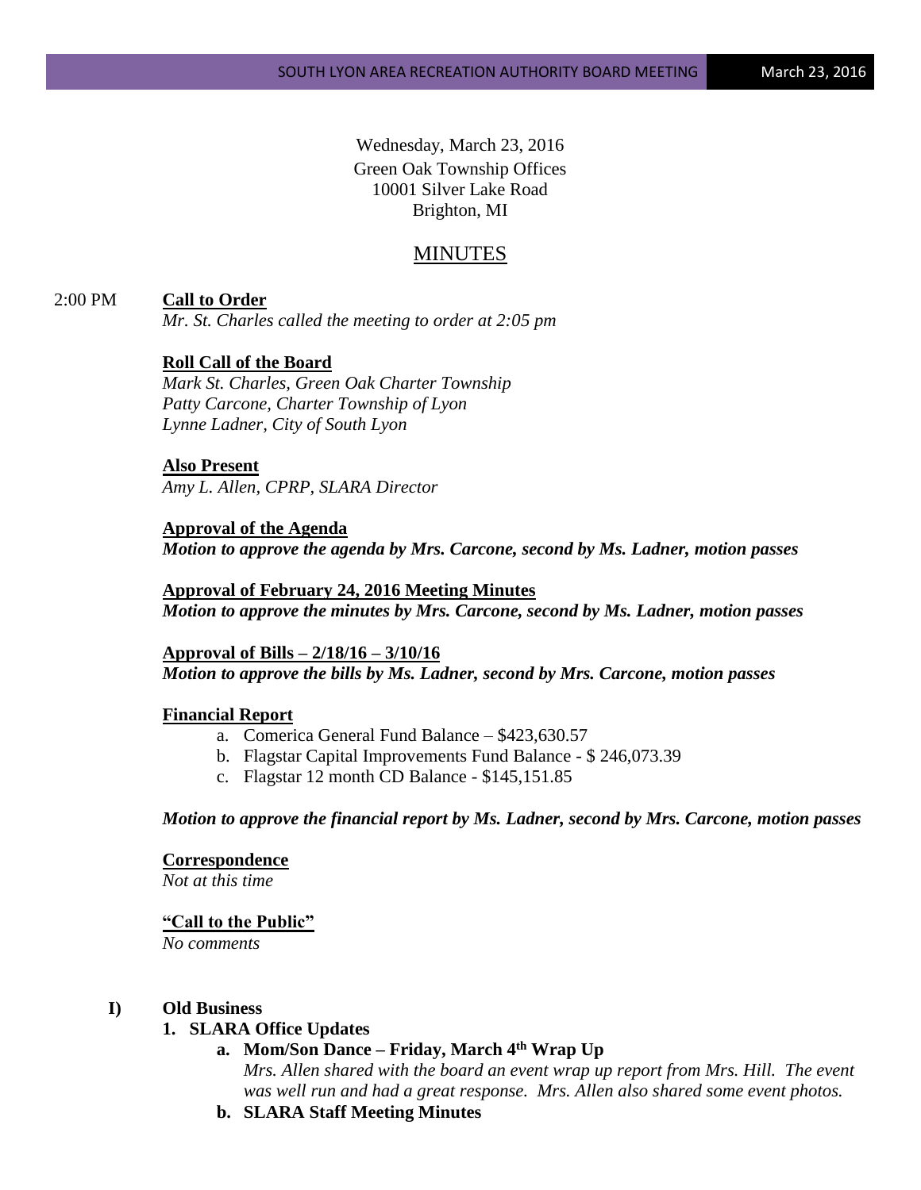Wednesday, March 23, 2016
Green Oak Township Offices
10001 Silver Lake Road
Brighton, MI

# MINUTES

2:00 PM **Call to Order**

*Mr. St. Charles called the meeting to order at 2:05 pm*

**Roll Call of the Board**

*Mark St. Charles, Green Oak Charter Township*
*Patty Carcone, Charter Township of Lyon*
*Lynne Ladner, City of South Lyon*

**Also Present**

*Amy L. Allen, CPRP, SLARA Director*

**Approval of the Agenda**

***Motion to approve the agenda by Mrs. Carcone, second by Ms. Ladner, motion passes***

**Approval of February 24, 2016 Meeting Minutes**

***Motion to approve the minutes by Mrs. Carcone, second by Ms. Ladner, motion passes***

**Approval of Bills – 2/18/16 – 3/10/16**

***Motion to approve the bills by Ms. Ladner, second by Mrs. Carcone, motion passes***

**Financial Report**

a. Comerica General Fund Balance – $423,630.57
b. Flagstar Capital Improvements Fund Balance - $ 246,073.39
c. Flagstar 12 month CD Balance - $145,151.85

***Motion to approve the financial report by Ms. Ladner, second by Mrs. Carcone, motion passes***

**Correspondence**

*Not at this time*

**"Call to the Public"**

*No comments*

**I) Old Business**

**1. SLARA Office Updates**

**a. Mom/Son Dance – Friday, March 4th Wrap Up**

*Mrs. Allen shared with the board an event wrap up report from Mrs. Hill. The event was well run and had a great response. Mrs. Allen also shared some event photos.*

**b. SLARA Staff Meeting Minutes**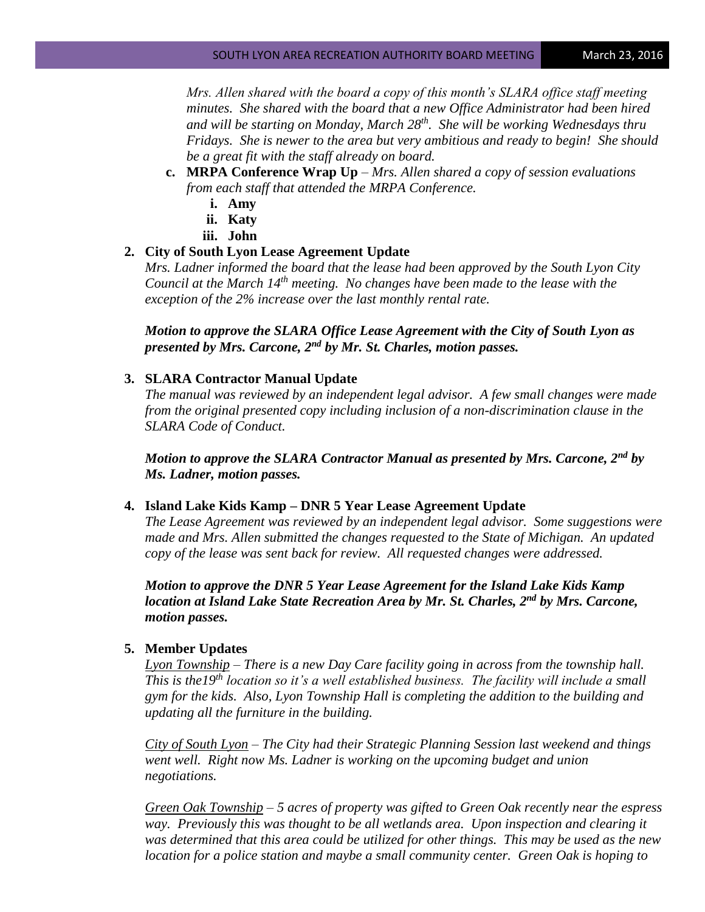*Mrs. Allen shared with the board a copy of this month's SLARA office staff meeting minutes. She shared with the board that a new Office Administrator had been hired and will be starting on Monday, March 28th. She will be working Wednesdays thru Fridays. She is newer to the area but very ambitious and ready to begin! She should be a great fit with the staff already on board.*

c. **MRPA Conference Wrap Up** – *Mrs. Allen shared a copy of session evaluations from each staff that attended the MRPA Conference.*
   i. **Amy**
   ii. **Katy**
   iii. **John**

2. **City of South Lyon Lease Agreement Update**

   *Mrs. Ladner informed the board that the lease had been approved by the South Lyon City Council at the March 14th meeting. No changes have been made to the lease with the exception of the 2% increase over the last monthly rental rate.*

   ***Motion to approve the SLARA Office Lease Agreement with the City of South Lyon as presented by Mrs. Carcone, 2nd by Mr. St. Charles, motion passes.***

3. **SLARA Contractor Manual Update**

   *The manual was reviewed by an independent legal advisor. A few small changes were made from the original presented copy including inclusion of a non-discrimination clause in the SLARA Code of Conduct.*

   ***Motion to approve the SLARA Contractor Manual as presented by Mrs. Carcone, 2nd by Ms. Ladner, motion passes.***

4. **Island Lake Kids Kamp – DNR 5 Year Lease Agreement Update**

   *The Lease Agreement was reviewed by an independent legal advisor. Some suggestions were made and Mrs. Allen submitted the changes requested to the State of Michigan. An updated copy of the lease was sent back for review. All requested changes were addressed.*

   ***Motion to approve the DNR 5 Year Lease Agreement for the Island Lake Kids Kamp location at Island Lake State Recreation Area by Mr. St. Charles, 2nd by Mrs. Carcone, motion passes.***

5. **Member Updates**

   *Lyon Township – There is a new Day Care facility going in across from the township hall. This is the19th location so it's a well established business. The facility will include a small gym for the kids. Also, Lyon Township Hall is completing the addition to the building and updating all the furniture in the building.*

   *City of South Lyon – The City had their Strategic Planning Session last weekend and things went well. Right now Ms. Ladner is working on the upcoming budget and union negotiations.*

   *Green Oak Township – 5 acres of property was gifted to Green Oak recently near the espress way. Previously this was thought to be all wetlands area. Upon inspection and clearing it was determined that this area could be utilized for other things. This may be used as the new location for a police station and maybe a small community center. Green Oak is hoping to*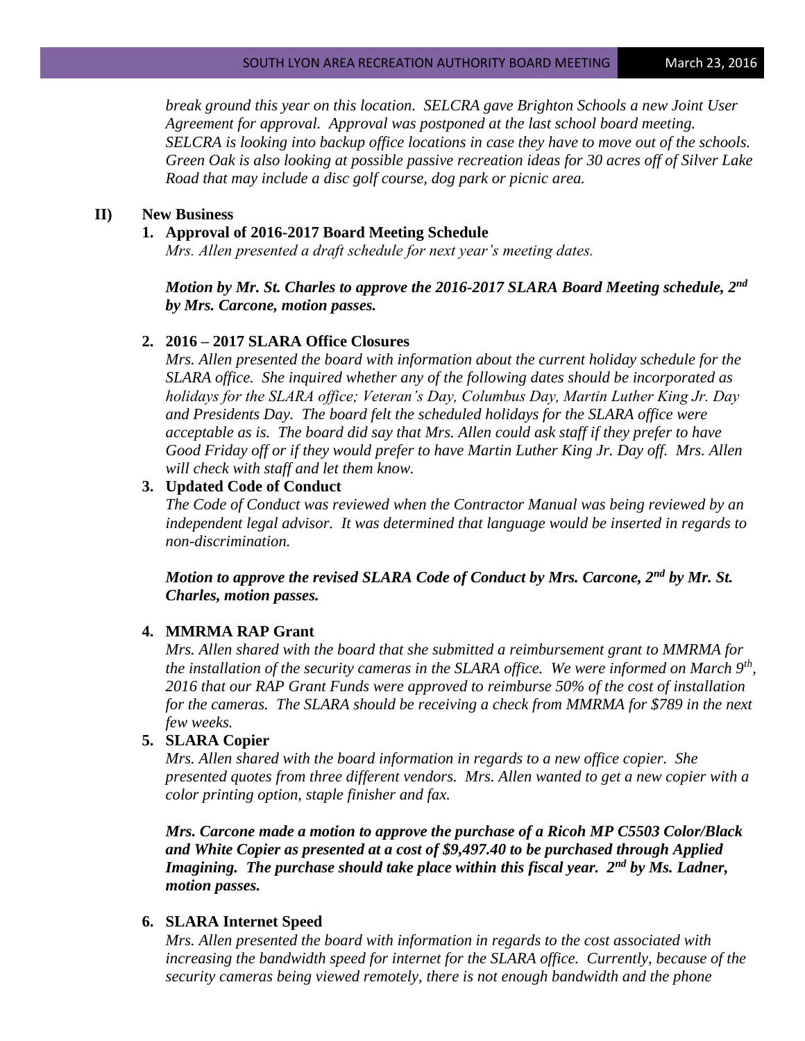*break ground this year on this location. SELCRA gave Brighton Schools a new Joint User Agreement for approval. Approval was postponed at the last school board meeting. SELCRA is looking into backup office locations in case they have to move out of the schools. Green Oak is also looking at possible passive recreation ideas for 30 acres off of Silver Lake Road that may include a disc golf course, dog park or picnic area.*

## II) New Business

### 1. Approval of 2016-2017 Board Meeting Schedule

*Mrs. Allen presented a draft schedule for next year's meeting dates.*

***Motion by Mr. St. Charles to approve the 2016-2017 SLARA Board Meeting schedule, 2nd by Mrs. Carcone, motion passes.***

### 2. 2016 – 2017 SLARA Office Closures

*Mrs. Allen presented the board with information about the current holiday schedule for the SLARA office. She inquired whether any of the following dates should be incorporated as holidays for the SLARA office; Veteran's Day, Columbus Day, Martin Luther King Jr. Day and Presidents Day. The board felt the scheduled holidays for the SLARA office were acceptable as is. The board did say that Mrs. Allen could ask staff if they prefer to have Good Friday off or if they would prefer to have Martin Luther King Jr. Day off. Mrs. Allen will check with staff and let them know.*

### 3. Updated Code of Conduct

*The Code of Conduct was reviewed when the Contractor Manual was being reviewed by an independent legal advisor. It was determined that language would be inserted in regards to non-discrimination.*

***Motion to approve the revised SLARA Code of Conduct by Mrs. Carcone, 2nd by Mr. St. Charles, motion passes.***

### 4. MMRMA RAP Grant

*Mrs. Allen shared with the board that she submitted a reimbursement grant to MMRMA for the installation of the security cameras in the SLARA office. We were informed on March 9th, 2016 that our RAP Grant Funds were approved to reimburse 50% of the cost of installation for the cameras. The SLARA should be receiving a check from MMRMA for $789 in the next few weeks.*

### 5. SLARA Copier

*Mrs. Allen shared with the board information in regards to a new office copier. She presented quotes from three different vendors. Mrs. Allen wanted to get a new copier with a color printing option, staple finisher and fax.*

***Mrs. Carcone made a motion to approve the purchase of a Ricoh MP C5503 Color/Black and White Copier as presented at a cost of $9,497.40 to be purchased through Applied Imagining. The purchase should take place within this fiscal year. 2nd by Ms. Ladner, motion passes.***

### 6. SLARA Internet Speed

*Mrs. Allen presented the board with information in regards to the cost associated with increasing the bandwidth speed for internet for the SLARA office. Currently, because of the security cameras being viewed remotely, there is not enough bandwidth and the phone*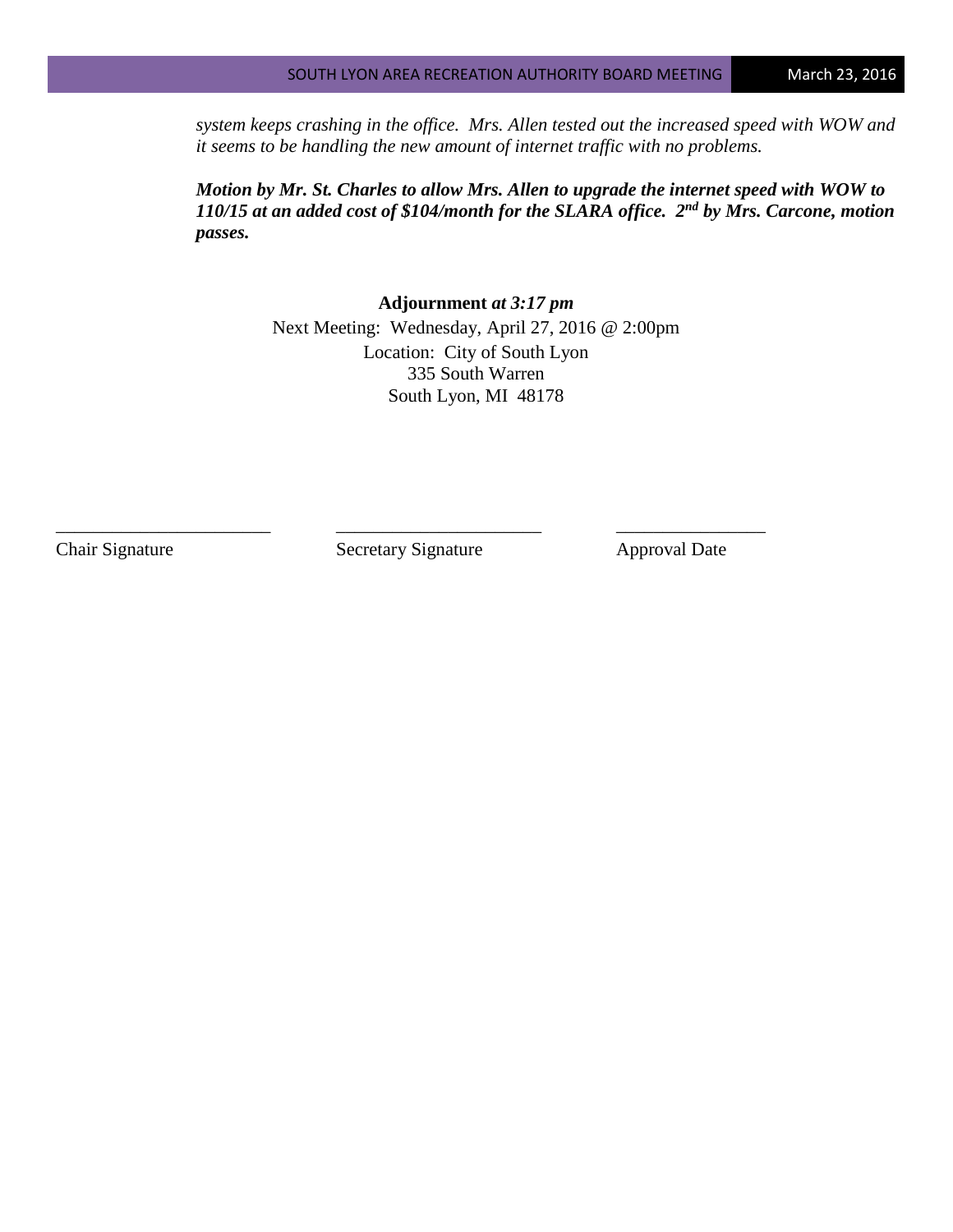*system keeps crashing in the office. Mrs. Allen tested out the increased speed with WOW and it seems to be handling the new amount of internet traffic with no problems.*

***Motion by Mr. St. Charles to allow Mrs. Allen to upgrade the internet speed with WOW to 110/15 at an added cost of $104/month for the SLARA office. 2nd by Mrs. Carcone, motion passes.***

**Adjournment** ***at 3:17 pm***

Next Meeting: Wednesday, April 27, 2016 @ 2:00pm

Location: City of South Lyon

335 South Warren

South Lyon, MI 48178

\_\_\_\_\_\_\_\_\_\_\_\_\_\_\_\_\_\_\_\_\_\_\_ \_\_\_\_\_\_\_\_\_\_\_\_\_\_\_\_\_\_\_\_\_\_ \_\_\_\_\_\_\_\_\_\_\_\_\_\_\_\_

Chair Signature Secretary Signature Approval Date